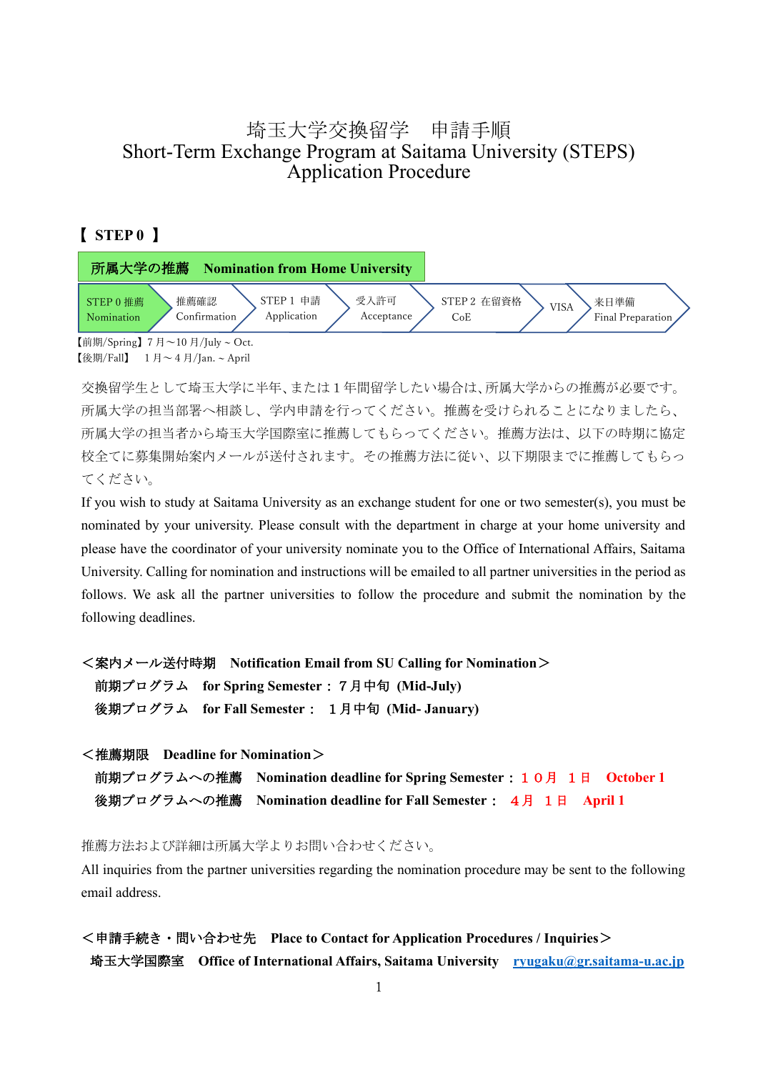# 埼玉大学交換留学　申請手順
# Short-Term Exchange Program at Saitama University (STEPS) Application Procedure

## 【 STEP 0 】

**所属大学の推薦　Nomination from Home University**

STEP 0 推薦 Nomination → 推薦確認 Confirmation → STEP 1 申請 Application → 受入許可 Acceptance → STEP 2 在留資格 CoE → VISA → 来日準備 Final Preparation

【前期/Spring】7 月～10 月/July ~ Oct.
【後期/Fall】　1 月～4 月/Jan. ~ April

交換留学生として埼玉大学に半年、または１年間留学したい場合は、所属大学からの推薦が必要です。所属大学の担当部署へ相談し、学内申請を行ってください。推薦を受けられることになりましたら、所属大学の担当者から埼玉大学国際室に推薦してもらってください。推薦方法は、以下の時期に協定校全てに募集開始案内メールが送付されます。その推薦方法に従い、以下期限までに推薦してもらってください。

If you wish to study at Saitama University as an exchange student for one or two semester(s), you must be nominated by your university. Please consult with the department in charge at your home university and please have the coordinator of your university nominate you to the Office of International Affairs, Saitama University. Calling for nomination and instructions will be emailed to all partner universities in the period as follows. We ask all the partner universities to follow the procedure and submit the nomination by the following deadlines.

**＜案内メール送付時期　Notification Email from SU Calling for Nomination＞**

**前期プログラム　for Spring Semester：７月中旬 (Mid-July)**
**後期プログラム　for Fall Semester：　１月中旬 (Mid- January)**

**＜推薦期限　Deadline for Nomination＞**

**前期プログラムへの推薦　Nomination deadline for Spring Semester：１０月　１日　October 1**
**後期プログラムへの推薦　Nomination deadline for Fall Semester：　４月　１日　April 1**

推薦方法および詳細は所属大学よりお問い合わせください。
All inquiries from the partner universities regarding the nomination procedure may be sent to the following email address.

**＜申請手続き・問い合わせ先　Place to Contact for Application Procedures / Inquiries＞**
**埼玉大学国際室　Office of International Affairs, Saitama University**　ryugaku@gr.saitama-u.ac.jp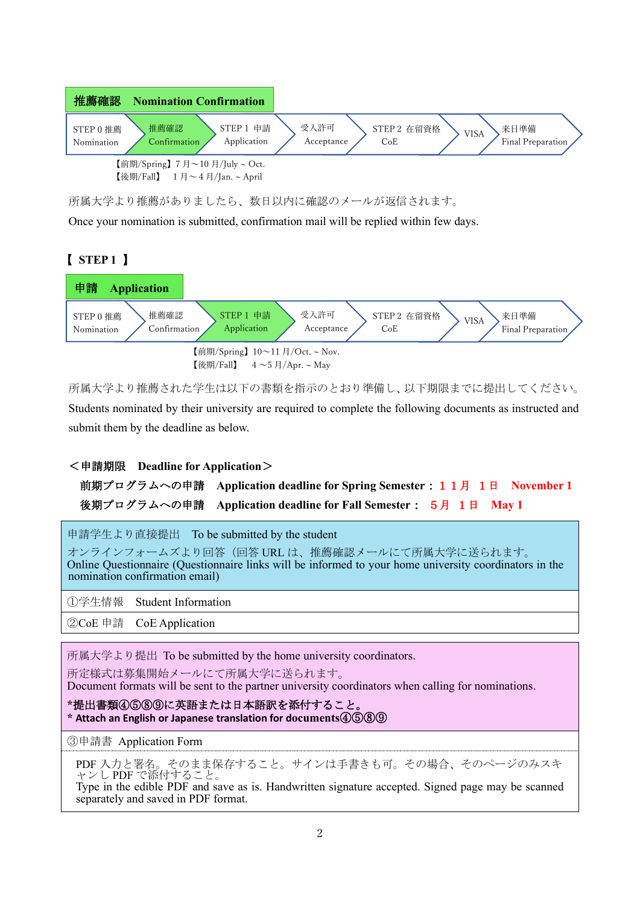## 推薦確認　Nomination Confirmation

| STEP 0 推薦 Nomination | **推薦確認 Confirmation** | STEP 1 申請 Application | 受入許可 Acceptance | STEP 2 在留資格 CoE | VISA | 来日準備 Final Preparation |
|---|---|---|---|---|---|---|

【前期/Spring】7 月～10 月/July ~ Oct.
【後期/Fall】　1 月～4 月/Jan. ~ April

所属大学より推薦がありましたら、数日以内に確認のメールが返信されます。

Once your nomination is submitted, confirmation mail will be replied within few days.

## 【 STEP 1 】

## 申請　Application

| STEP 0 推薦 Nomination | 推薦確認 Confirmation | **STEP 1 申請 Application** | 受入許可 Acceptance | STEP 2 在留資格 CoE | VISA | 来日準備 Final Preparation |
|---|---|---|---|---|---|---|

【前期/Spring】10～11 月/Oct. ~ Nov.
【後期/Fall】　4 ～5 月/Apr. ~ May

所属大学より推薦された学生は以下の書類を指示のとおり準備し、以下期限までに提出してください。

Students nominated by their university are required to complete the following documents as instructed and submit them by the deadline as below.

**＜申請期限　Deadline for Application＞**

**前期プログラムへの申請　Application deadline for Spring Semester：１１月　１日　November 1**

**後期プログラムへの申請　Application deadline for Fall Semester：　５月　１日　May 1**

| 申請学生より直接提出　To be submitted by the student<br>オンラインフォームズより回答（回答 URL は、推薦確認メールにて所属大学に送られます。<br>Online Questionnaire (Questionnaire links will be informed to your home university coordinators in the nomination confirmation email) |
|---|
| ①学生情報　Student Information |
| ②CoE 申請　CoE Application |

| 所属大学より提出 To be submitted by the home university coordinators.<br>所定様式は募集開始メールにて所属大学に送られます。<br>Document formats will be sent to the partner university coordinators when calling for nominations.<br>**\*提出書類④⑤⑧⑨に英語または日本語訳を添付すること。**<br>**\* Attach an English or Japanese translation for documents④⑤⑧⑨** |
|---|
| ③申請書　Application Form |
| PDF 入力と署名。そのまま保存すること。サインは手書きも可。その場合、そのページのみスキャンし PDF で添付すること。<br>Type in the edible PDF and save as is. Handwritten signature accepted. Signed page may be scanned separately and saved in PDF format. |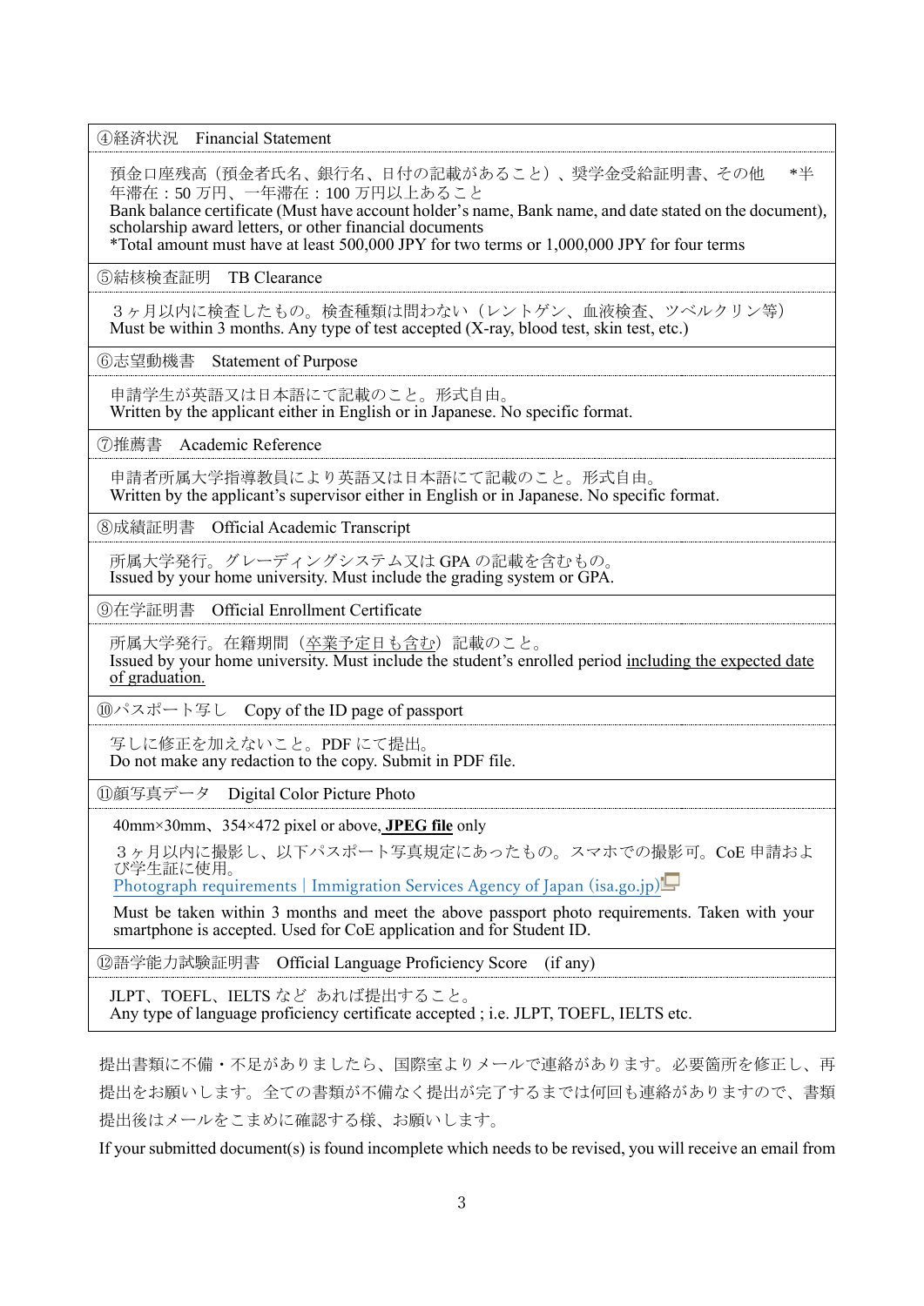| ④経済状況　Financial Statement |
|---|
| 預金口座残高（預金者氏名、銀行名、日付の記載があること）、奨学金受給証明書、その他　*半年滞在：50 万円、一年滞在：100 万円以上あること<br>Bank balance certificate (Must have account holder's name, Bank name, and date stated on the document), scholarship award letters, or other financial documents<br>*Total amount must have at least 500,000 JPY for two terms or 1,000,000 JPY for four terms |
| ⑤結核検査証明　TB Clearance |
| ３ヶ月以内に検査したもの。検査種類は問わない（レントゲン、血液検査、ツベルクリン等）<br>Must be within 3 months. Any type of test accepted (X-ray, blood test, skin test, etc.) |
| ⑥志望動機書　Statement of Purpose |
| 申請学生が英語又は日本語にて記載のこと。形式自由。<br>Written by the applicant either in English or in Japanese. No specific format. |
| ⑦推薦書　Academic Reference |
| 申請者所属大学指導教員により英語又は日本語にて記載のこと。形式自由。<br>Written by the applicant's supervisor either in English or in Japanese. No specific format. |
| ⑧成績証明書　Official Academic Transcript |
| 所属大学発行。グレーディングシステム又は GPA の記載を含むもの。<br>Issued by your home university. Must include the grading system or GPA. |
| ⑨在学証明書　Official Enrollment Certificate |
| 所属大学発行。在籍期間（<u>卒業予定日も含む</u>）記載のこと。<br>Issued by your home university. Must include the student's enrolled period <u>including the expected date of graduation.</u> |
| ⑩パスポート写し　Copy of the ID page of passport |
| 写しに修正を加えないこと。PDF にて提出。<br>Do not make any redaction to the copy. Submit in PDF file. |
| ⑪顔写真データ　Digital Color Picture Photo |
| 40mm×30mm、354×472 pixel or above, <u>**JPEG file**</u> only<br>３ヶ月以内に撮影し、以下パスポート写真規定にあったもの。スマホでの撮影可。CoE 申請および学生証に使用。<br>Photograph requirements \| Immigration Services Agency of Japan (isa.go.jp)<br>Must be taken within 3 months and meet the above passport photo requirements. Taken with your smartphone is accepted. Used for CoE application and for Student ID. |
| ⑫語学能力試験証明書　Official Language Proficiency Score　(if any) |
| JLPT、TOEFL、IELTS など　あれば提出すること。<br>Any type of language proficiency certificate accepted ; i.e. JLPT, TOEFL, IELTS etc. |

提出書類に不備・不足がありましたら、国際室よりメールで連絡があります。必要箇所を修正し、再提出をお願いします。全ての書類が不備なく提出が完了するまでは何回も連絡がありますので、書類提出後はメールをこまめに確認する様、お願いします。

If your submitted document(s) is found incomplete which needs to be revised, you will receive an email from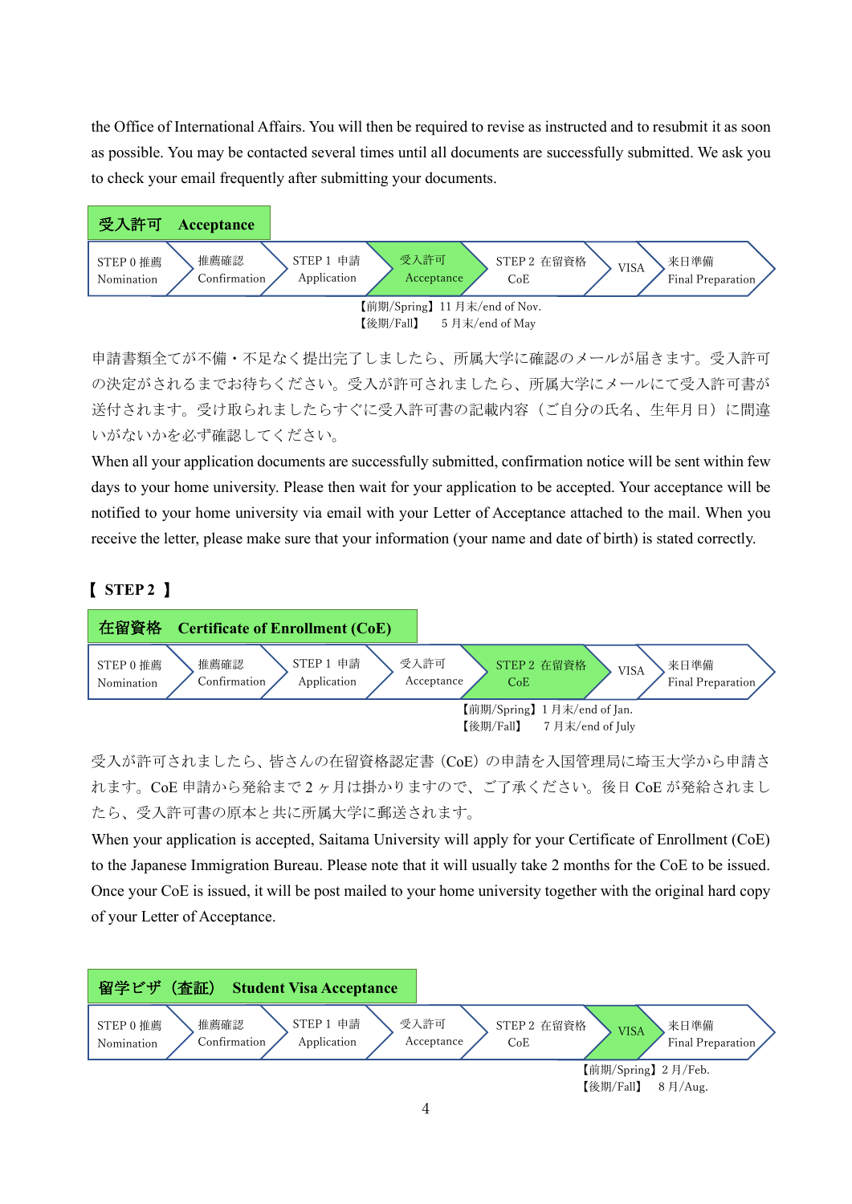the Office of International Affairs. You will then be required to revise as instructed and to resubmit it as soon as possible. You may be contacted several times until all documents are successfully submitted. We ask you to check your email frequently after submitting your documents.

## 受入許可　Acceptance

| STEP 0 推薦 Nomination | 推薦確認 Confirmation | STEP 1 申請 Application | **受入許可 Acceptance** | STEP 2 在留資格 CoE | VISA | 来日準備 Final Preparation |
|---|---|---|---|---|---|---|

【前期/Spring】11 月末/end of Nov.
【後期/Fall】　5 月末/end of May

申請書類全てが不備・不足なく提出完了しましたら、所属大学に確認のメールが届きます。受入許可の決定がされるまでお待ちください。受入が許可されましたら、所属大学にメールにて受入許可書が送付されます。受け取られましたらすぐに受入許可書の記載内容（ご自分の氏名、生年月日）に間違いがないかを必ず確認してください。

When all your application documents are successfully submitted, confirmation notice will be sent within few days to your home university. Please then wait for your application to be accepted. Your acceptance will be notified to your home university via email with your Letter of Acceptance attached to the mail. When you receive the letter, please make sure that your information (your name and date of birth) is stated correctly.

## 【 STEP 2 】

## 在留資格　Certificate of Enrollment (CoE)

| STEP 0 推薦 Nomination | 推薦確認 Confirmation | STEP 1 申請 Application | 受入許可 Acceptance | **STEP 2 在留資格 CoE** | VISA | 来日準備 Final Preparation |
|---|---|---|---|---|---|---|

【前期/Spring】1 月末/end of Jan.
【後期/Fall】　7 月末/end of July

受入が許可されましたら、皆さんの在留資格認定書（CoE）の申請を入国管理局に埼玉大学から申請されます。CoE 申請から発給まで 2 ヶ月は掛かりますので、ご了承ください。後日 CoE が発給されましたら、受入許可書の原本と共に所属大学に郵送されます。

When your application is accepted, Saitama University will apply for your Certificate of Enrollment (CoE) to the Japanese Immigration Bureau. Please note that it will usually take 2 months for the CoE to be issued. Once your CoE is issued, it will be post mailed to your home university together with the original hard copy of your Letter of Acceptance.

## 留学ビザ（査証）　Student Visa Acceptance

| STEP 0 推薦 Nomination | 推薦確認 Confirmation | STEP 1 申請 Application | 受入許可 Acceptance | STEP 2 在留資格 CoE | **VISA** | 来日準備 Final Preparation |
|---|---|---|---|---|---|---|

【前期/Spring】2 月/Feb.
【後期/Fall】　8 月/Aug.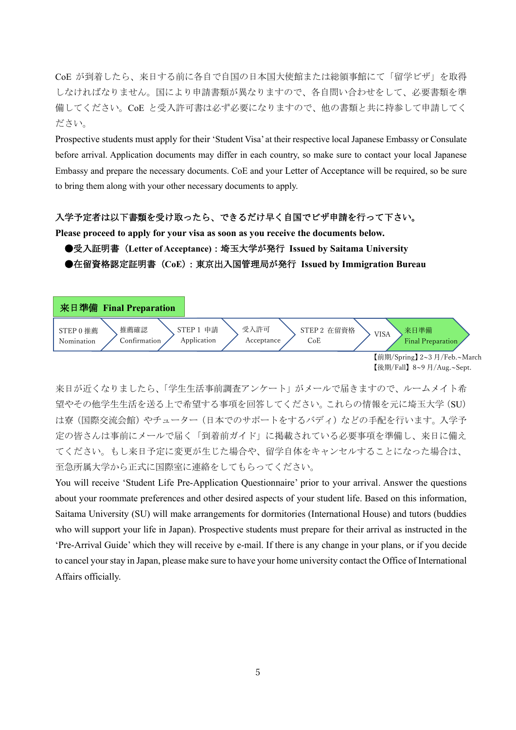CoE が到着したら、来日する前に各自で自国の日本国大使館または総領事館にて「留学ビザ」を取得しなければなりません。国により申請書類が異なりますので、各自問い合わせをして、必要書類を準備してください。CoE と受入許可書は必ず必要になりますので、他の書類と共に持参して申請してください。

Prospective students must apply for their 'Student Visa' at their respective local Japanese Embassy or Consulate before arrival. Application documents may differ in each country, so make sure to contact your local Japanese Embassy and prepare the necessary documents. CoE and your Letter of Acceptance will be required, so be sure to bring them along with your other necessary documents to apply.

**入学予定者は以下書類を受け取ったら、できるだけ早く自国でビザ申請を行って下さい。**

**Please proceed to apply for your visa as soon as you receive the documents below.**

- **受入証明書（Letter of Acceptance）：埼玉大学が発行 Issued by Saitama University**
- **在留資格認定証明書（CoE）：東京出入国管理局が発行 Issued by Immigration Bureau**

## 来日準備 Final Preparation

STEP 0 推薦 Nomination → 推薦確認 Confirmation → STEP 1 申請 Application → 受入許可 Acceptance → STEP 2 在留資格 CoE → VISA → 来日準備 Final Preparation

【前期/Spring】2~3 月/Feb.~March
【後期/Fall】8~9 月/Aug.~Sept.

来日が近くなりましたら、「学生生活事前調査アンケート」がメールで届きますので、ルームメイト希望やその他学生生活を送る上で希望する事項を回答してください。これらの情報を元に埼玉大学（SU）は寮（国際交流会館）やチューター（日本でのサポートをするバディ）などの手配を行います。入学予定の皆さんは事前にメールで届く「到着前ガイド」に掲載されている必要事項を準備し、来日に備えてください。もし来日予定に変更が生じた場合や、留学自体をキャンセルすることになった場合は、至急所属大学から正式に国際室に連絡をしてもらってください。

You will receive 'Student Life Pre-Application Questionnaire' prior to your arrival. Answer the questions about your roommate preferences and other desired aspects of your student life. Based on this information, Saitama University (SU) will make arrangements for dormitories (International House) and tutors (buddies who will support your life in Japan). Prospective students must prepare for their arrival as instructed in the 'Pre-Arrival Guide' which they will receive by e-mail. If there is any change in your plans, or if you decide to cancel your stay in Japan, please make sure to have your home university contact the Office of International Affairs officially.